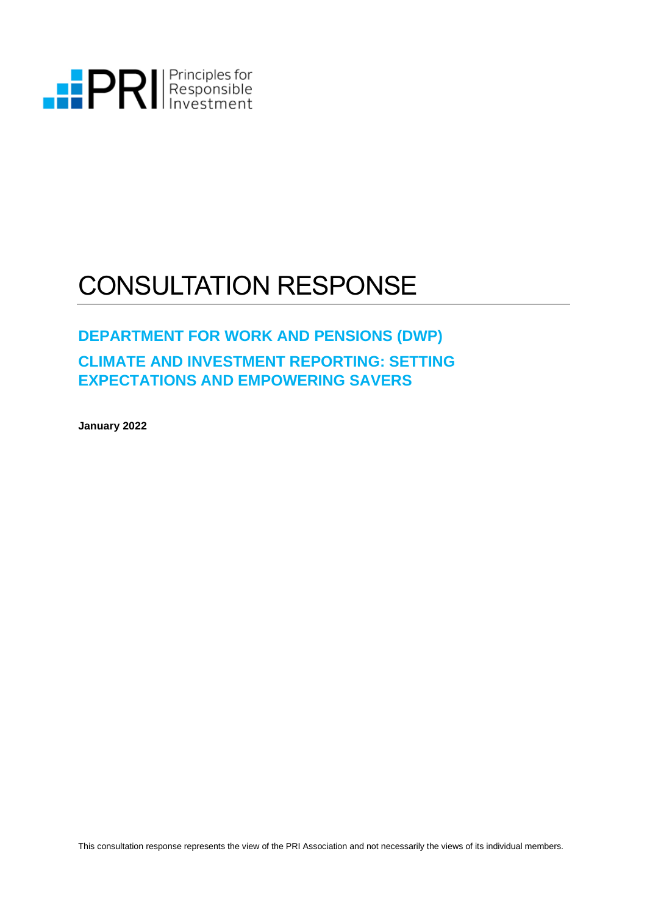PRI | Principles for Responsible Investment

# CONSULTATION RESPONSE

## DEPARTMENT FOR WORK AND PENSIONS (DWP)

## CLIMATE AND INVESTMENT REPORTING: SETTING EXPECTATIONS AND EMPOWERING SAVERS

**January 2022**

This consultation response represents the view of the PRI Association and not necessarily the views of its individual members.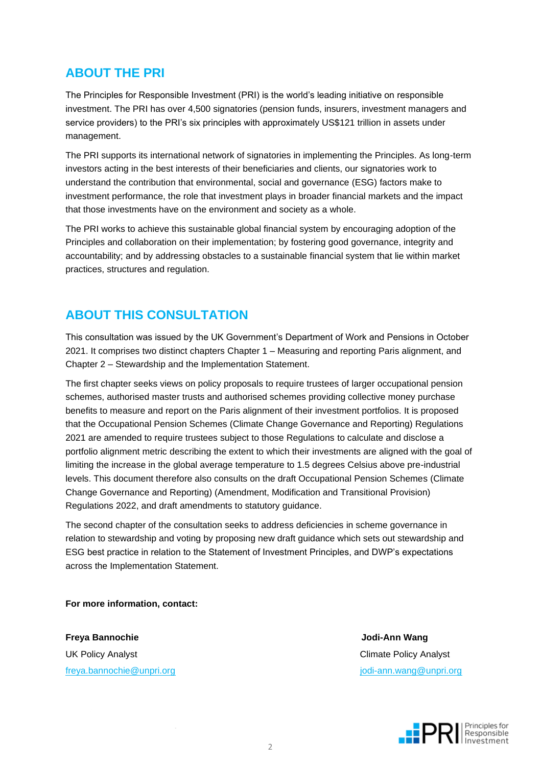## ABOUT THE PRI

The Principles for Responsible Investment (PRI) is the world's leading initiative on responsible investment. The PRI has over 4,500 signatories (pension funds, insurers, investment managers and service providers) to the PRI's six principles with approximately US$121 trillion in assets under management.

The PRI supports its international network of signatories in implementing the Principles. As long-term investors acting in the best interests of their beneficiaries and clients, our signatories work to understand the contribution that environmental, social and governance (ESG) factors make to investment performance, the role that investment plays in broader financial markets and the impact that those investments have on the environment and society as a whole.

The PRI works to achieve this sustainable global financial system by encouraging adoption of the Principles and collaboration on their implementation; by fostering good governance, integrity and accountability; and by addressing obstacles to a sustainable financial system that lie within market practices, structures and regulation.

## ABOUT THIS CONSULTATION

This consultation was issued by the UK Government's Department of Work and Pensions in October 2021. It comprises two distinct chapters Chapter 1 – Measuring and reporting Paris alignment, and Chapter 2 – Stewardship and the Implementation Statement.

The first chapter seeks views on policy proposals to require trustees of larger occupational pension schemes, authorised master trusts and authorised schemes providing collective money purchase benefits to measure and report on the Paris alignment of their investment portfolios. It is proposed that the Occupational Pension Schemes (Climate Change Governance and Reporting) Regulations 2021 are amended to require trustees subject to those Regulations to calculate and disclose a portfolio alignment metric describing the extent to which their investments are aligned with the goal of limiting the increase in the global average temperature to 1.5 degrees Celsius above pre-industrial levels. This document therefore also consults on the draft Occupational Pension Schemes (Climate Change Governance and Reporting) (Amendment, Modification and Transitional Provision) Regulations 2022, and draft amendments to statutory guidance.

The second chapter of the consultation seeks to address deficiencies in scheme governance in relation to stewardship and voting by proposing new draft guidance which sets out stewardship and ESG best practice in relation to the Statement of Investment Principles, and DWP's expectations across the Implementation Statement.

**For more information, contact:**

**Freya Bannochie**
UK Policy Analyst
freya.bannochie@unpri.org

**Jodi-Ann Wang**
Climate Policy Analyst
jodi-ann.wang@unpri.org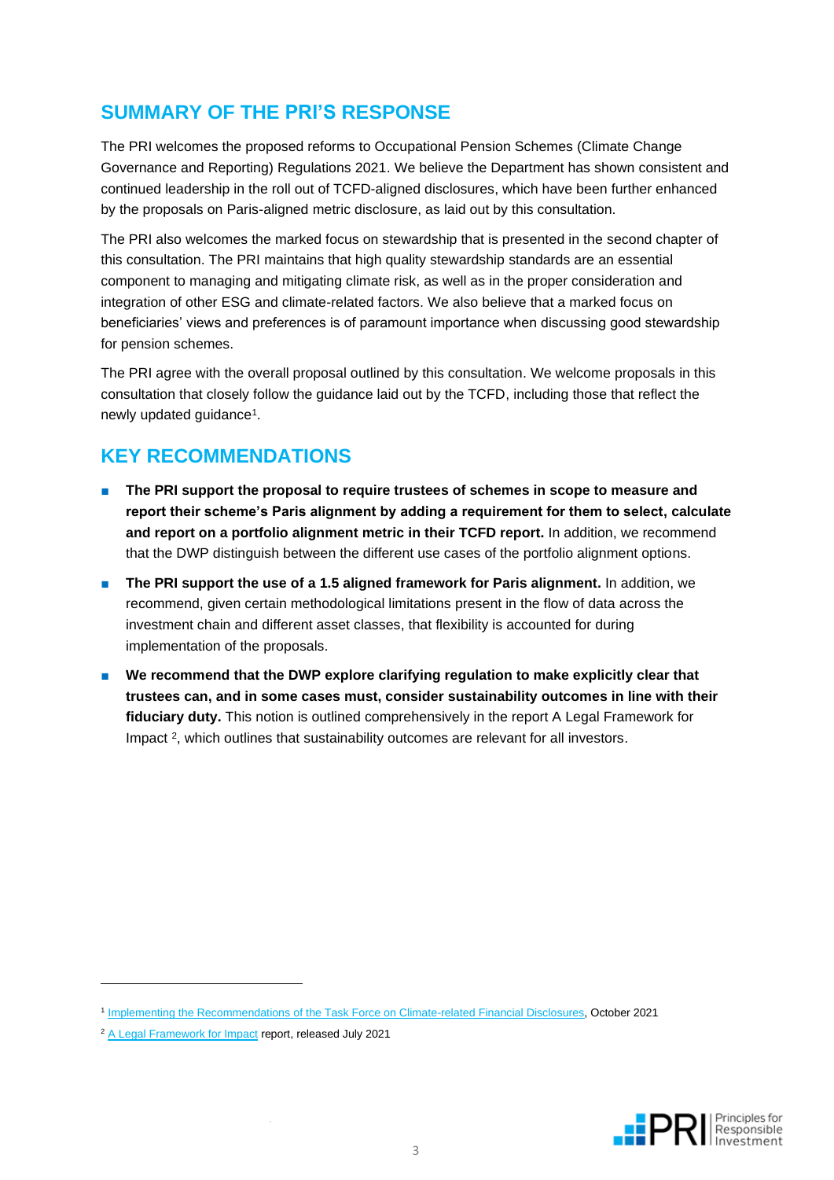## SUMMARY OF THE PRI'S RESPONSE

The PRI welcomes the proposed reforms to Occupational Pension Schemes (Climate Change Governance and Reporting) Regulations 2021. We believe the Department has shown consistent and continued leadership in the roll out of TCFD-aligned disclosures, which have been further enhanced by the proposals on Paris-aligned metric disclosure, as laid out by this consultation.

The PRI also welcomes the marked focus on stewardship that is presented in the second chapter of this consultation. The PRI maintains that high quality stewardship standards are an essential component to managing and mitigating climate risk, as well as in the proper consideration and integration of other ESG and climate-related factors. We also believe that a marked focus on beneficiaries' views and preferences is of paramount importance when discussing good stewardship for pension schemes.

The PRI agree with the overall proposal outlined by this consultation. We welcome proposals in this consultation that closely follow the guidance laid out by the TCFD, including those that reflect the newly updated guidance[1].

## KEY RECOMMENDATIONS

- **The PRI support the proposal to require trustees of schemes in scope to measure and report their scheme's Paris alignment by adding a requirement for them to select, calculate and report on a portfolio alignment metric in their TCFD report.** In addition, we recommend that the DWP distinguish between the different use cases of the portfolio alignment options.
- **The PRI support the use of a 1.5 aligned framework for Paris alignment.** In addition, we recommend, given certain methodological limitations present in the flow of data across the investment chain and different asset classes, that flexibility is accounted for during implementation of the proposals.
- **We recommend that the DWP explore clarifying regulation to make explicitly clear that trustees can, and in some cases must, consider sustainability outcomes in line with their fiduciary duty.** This notion is outlined comprehensively in the report A Legal Framework for Impact [2], which outlines that sustainability outcomes are relevant for all investors.

---

[1] Implementing the Recommendations of the Task Force on Climate-related Financial Disclosures, October 2021

[2] A Legal Framework for Impact report, released July 2021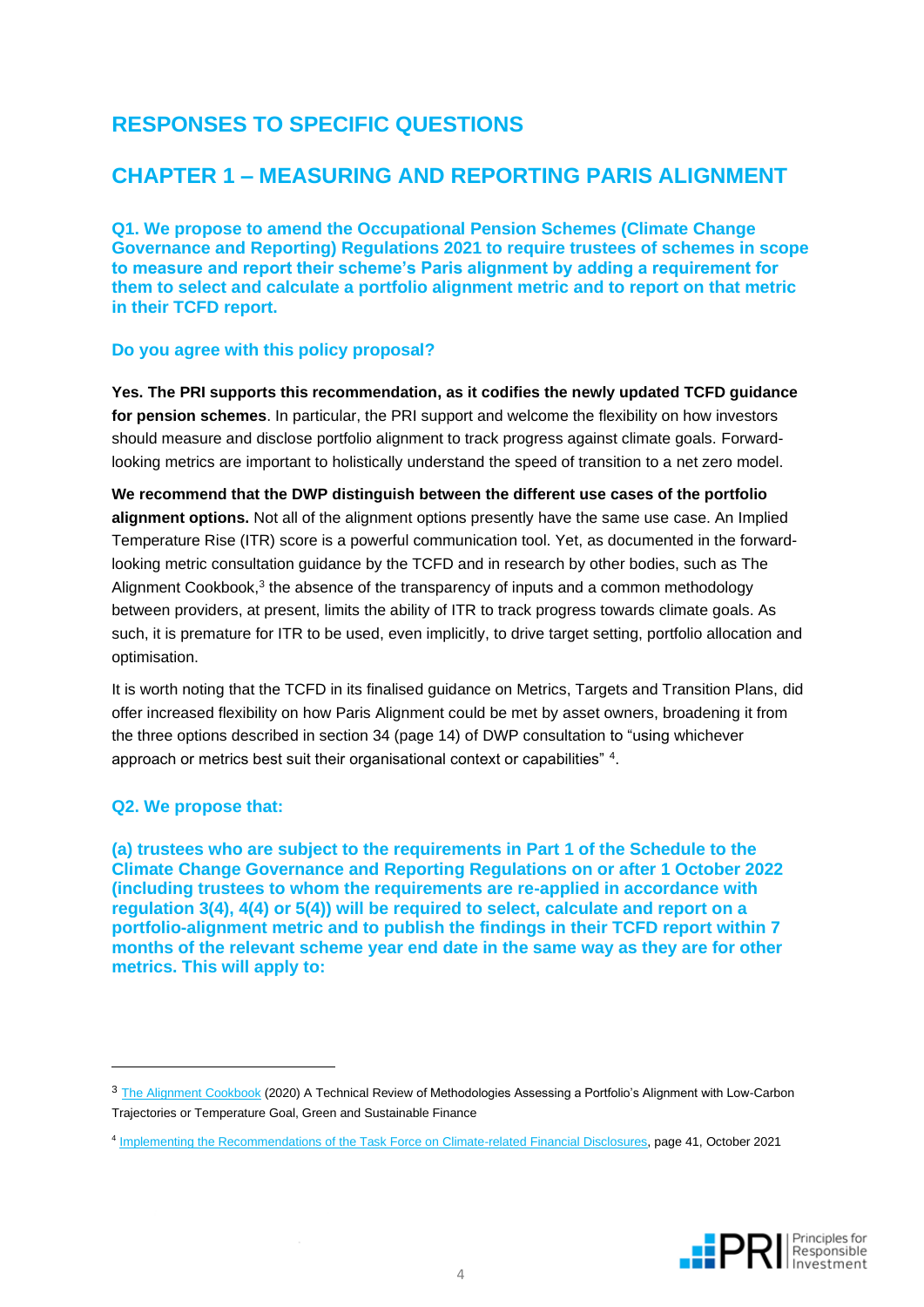# RESPONSES TO SPECIFIC QUESTIONS

## CHAPTER 1 – MEASURING AND REPORTING PARIS ALIGNMENT

### Q1. We propose to amend the Occupational Pension Schemes (Climate Change Governance and Reporting) Regulations 2021 to require trustees of schemes in scope to measure and report their scheme's Paris alignment by adding a requirement for them to select and calculate a portfolio alignment metric and to report on that metric in their TCFD report.

### Do you agree with this policy proposal?

**Yes. The PRI supports this recommendation, as it codifies the newly updated TCFD guidance for pension schemes**. In particular, the PRI support and welcome the flexibility on how investors should measure and disclose portfolio alignment to track progress against climate goals. Forward-looking metrics are important to holistically understand the speed of transition to a net zero model.

**We recommend that the DWP distinguish between the different use cases of the portfolio alignment options.** Not all of the alignment options presently have the same use case. An Implied Temperature Rise (ITR) score is a powerful communication tool. Yet, as documented in the forward-looking metric consultation guidance by the TCFD and in research by other bodies, such as The Alignment Cookbook,[3] the absence of the transparency of inputs and a common methodology between providers, at present, limits the ability of ITR to track progress towards climate goals. As such, it is premature for ITR to be used, even implicitly, to drive target setting, portfolio allocation and optimisation.

It is worth noting that the TCFD in its finalised guidance on Metrics, Targets and Transition Plans, did offer increased flexibility on how Paris Alignment could be met by asset owners, broadening it from the three options described in section 34 (page 14) of DWP consultation to "using whichever approach or metrics best suit their organisational context or capabilities" [4].

### Q2. We propose that:

**(a) trustees who are subject to the requirements in Part 1 of the Schedule to the Climate Change Governance and Reporting Regulations on or after 1 October 2022 (including trustees to whom the requirements are re-applied in accordance with regulation 3(4), 4(4) or 5(4)) will be required to select, calculate and report on a portfolio-alignment metric and to publish the findings in their TCFD report within 7 months of the relevant scheme year end date in the same way as they are for other metrics. This will apply to:**

---

[3] The Alignment Cookbook (2020) A Technical Review of Methodologies Assessing a Portfolio's Alignment with Low-Carbon Trajectories or Temperature Goal, Green and Sustainable Finance

[4] Implementing the Recommendations of the Task Force on Climate-related Financial Disclosures, page 41, October 2021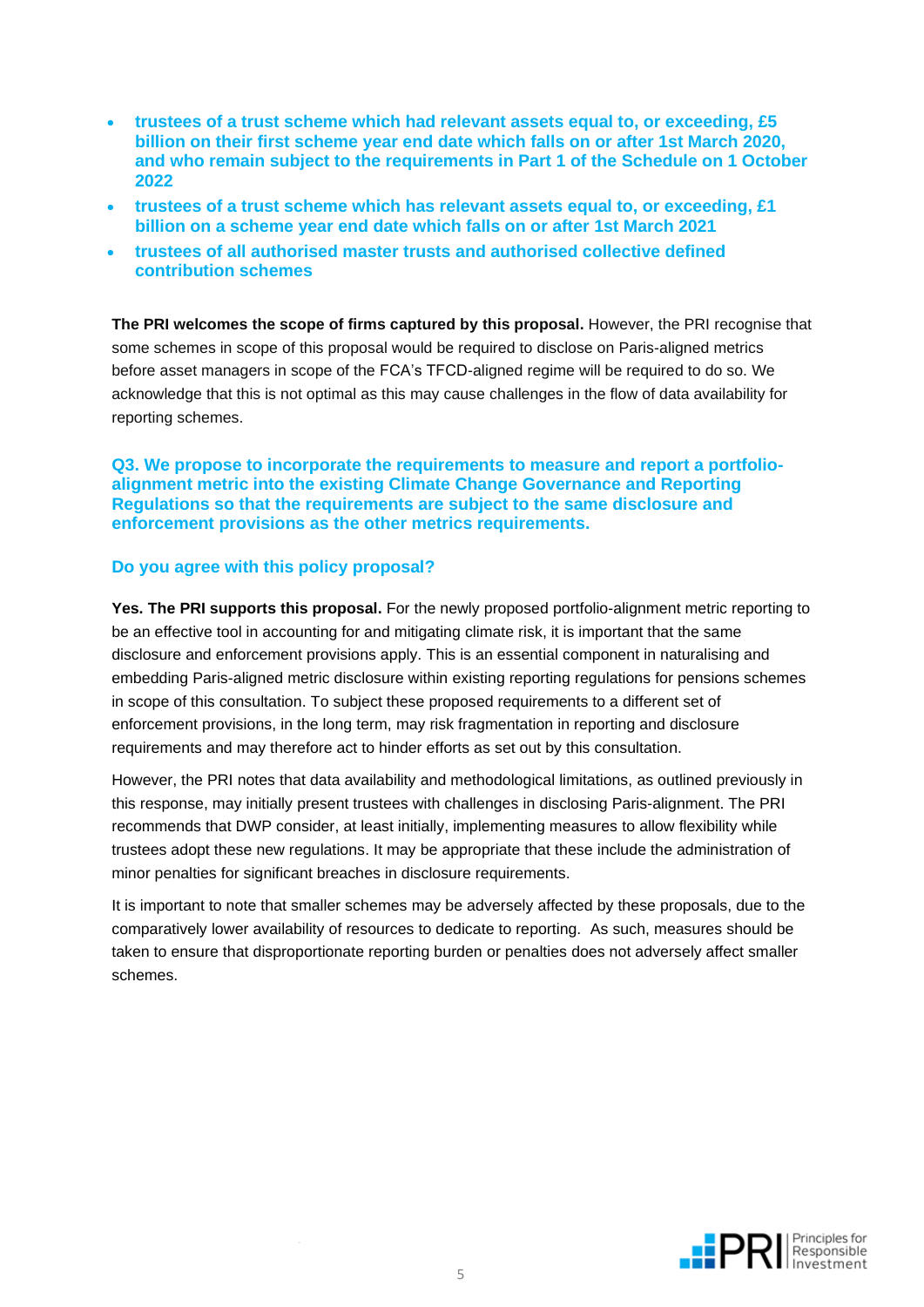- **trustees of a trust scheme which had relevant assets equal to, or exceeding, £5 billion on their first scheme year end date which falls on or after 1st March 2020, and who remain subject to the requirements in Part 1 of the Schedule on 1 October 2022**
- **trustees of a trust scheme which has relevant assets equal to, or exceeding, £1 billion on a scheme year end date which falls on or after 1st March 2021**
- **trustees of all authorised master trusts and authorised collective defined contribution schemes**

**The PRI welcomes the scope of firms captured by this proposal.** However, the PRI recognise that some schemes in scope of this proposal would be required to disclose on Paris-aligned metrics before asset managers in scope of the FCA's TFCD-aligned regime will be required to do so. We acknowledge that this is not optimal as this may cause challenges in the flow of data availability for reporting schemes.

### Q3. We propose to incorporate the requirements to measure and report a portfolio-alignment metric into the existing Climate Change Governance and Reporting Regulations so that the requirements are subject to the same disclosure and enforcement provisions as the other metrics requirements.

### Do you agree with this policy proposal?

**Yes. The PRI supports this proposal.** For the newly proposed portfolio-alignment metric reporting to be an effective tool in accounting for and mitigating climate risk, it is important that the same disclosure and enforcement provisions apply. This is an essential component in naturalising and embedding Paris-aligned metric disclosure within existing reporting regulations for pensions schemes in scope of this consultation. To subject these proposed requirements to a different set of enforcement provisions, in the long term, may risk fragmentation in reporting and disclosure requirements and may therefore act to hinder efforts as set out by this consultation.

However, the PRI notes that data availability and methodological limitations, as outlined previously in this response, may initially present trustees with challenges in disclosing Paris-alignment. The PRI recommends that DWP consider, at least initially, implementing measures to allow flexibility while trustees adopt these new regulations. It may be appropriate that these include the administration of minor penalties for significant breaches in disclosure requirements.

It is important to note that smaller schemes may be adversely affected by these proposals, due to the comparatively lower availability of resources to dedicate to reporting. As such, measures should be taken to ensure that disproportionate reporting burden or penalties does not adversely affect smaller schemes.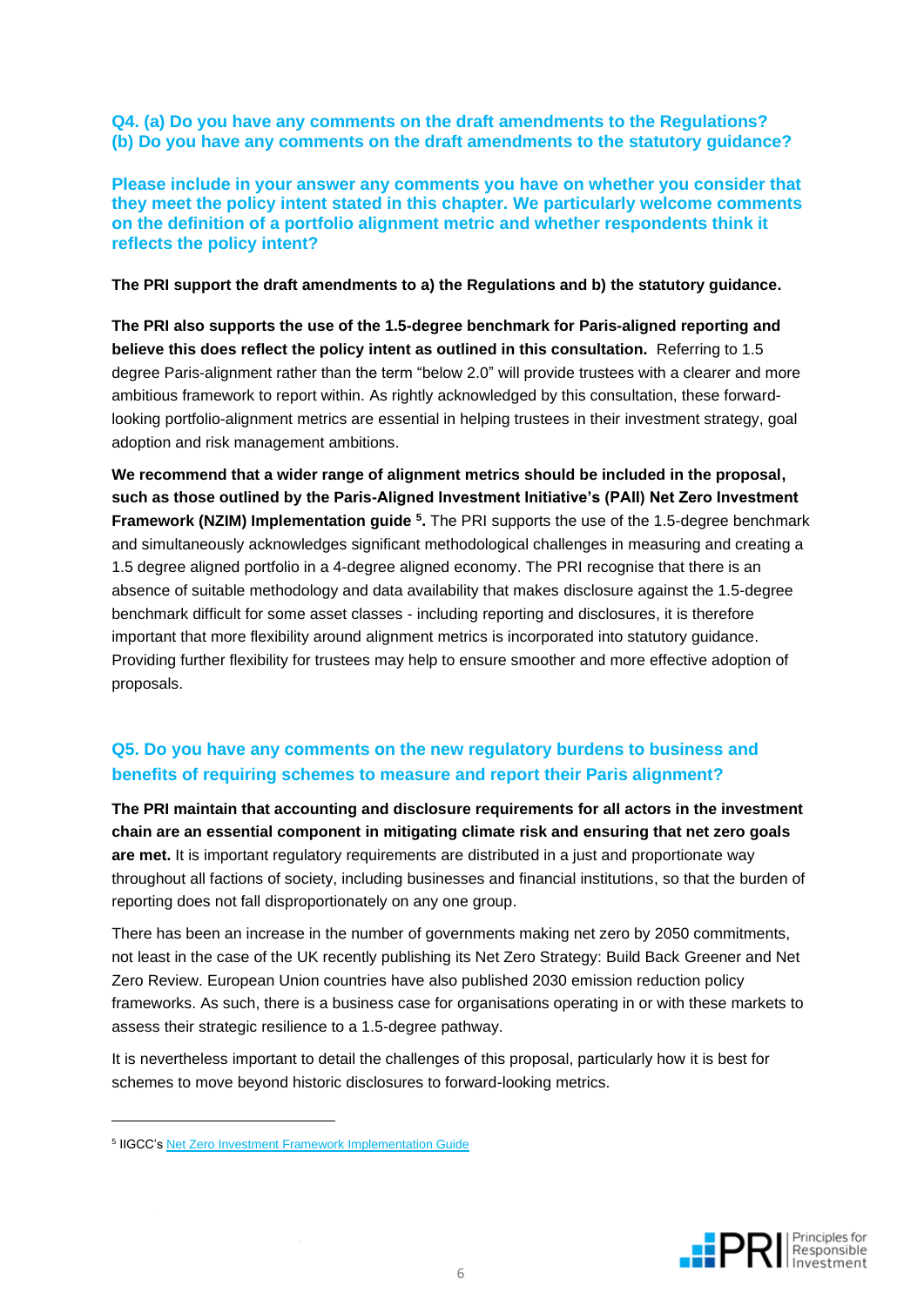**Q4. (a) Do you have any comments on the draft amendments to the Regulations? (b) Do you have any comments on the draft amendments to the statutory guidance?**

**Please include in your answer any comments you have on whether you consider that they meet the policy intent stated in this chapter. We particularly welcome comments on the definition of a portfolio alignment metric and whether respondents think it reflects the policy intent?**

**The PRI support the draft amendments to a) the Regulations and b) the statutory guidance.**

**The PRI also supports the use of the 1.5-degree benchmark for Paris-aligned reporting and believe this does reflect the policy intent as outlined in this consultation.** Referring to 1.5 degree Paris-alignment rather than the term "below 2.0" will provide trustees with a clearer and more ambitious framework to report within. As rightly acknowledged by this consultation, these forward-looking portfolio-alignment metrics are essential in helping trustees in their investment strategy, goal adoption and risk management ambitions.

**We recommend that a wider range of alignment metrics should be included in the proposal, such as those outlined by the Paris-Aligned Investment Initiative's (PAII) Net Zero Investment Framework (NZIM) Implementation guide [5].** The PRI supports the use of the 1.5-degree benchmark and simultaneously acknowledges significant methodological challenges in measuring and creating a 1.5 degree aligned portfolio in a 4-degree aligned economy. The PRI recognise that there is an absence of suitable methodology and data availability that makes disclosure against the 1.5-degree benchmark difficult for some asset classes - including reporting and disclosures, it is therefore important that more flexibility around alignment metrics is incorporated into statutory guidance. Providing further flexibility for trustees may help to ensure smoother and more effective adoption of proposals.

**Q5. Do you have any comments on the new regulatory burdens to business and benefits of requiring schemes to measure and report their Paris alignment?**

**The PRI maintain that accounting and disclosure requirements for all actors in the investment chain are an essential component in mitigating climate risk and ensuring that net zero goals are met.** It is important regulatory requirements are distributed in a just and proportionate way throughout all factions of society, including businesses and financial institutions, so that the burden of reporting does not fall disproportionately on any one group.

There has been an increase in the number of governments making net zero by 2050 commitments, not least in the case of the UK recently publishing its Net Zero Strategy: Build Back Greener and Net Zero Review. European Union countries have also published 2030 emission reduction policy frameworks. As such, there is a business case for organisations operating in or with these markets to assess their strategic resilience to a 1.5-degree pathway.

It is nevertheless important to detail the challenges of this proposal, particularly how it is best for schemes to move beyond historic disclosures to forward-looking metrics.

[5] IIGCC's Net Zero Investment Framework Implementation Guide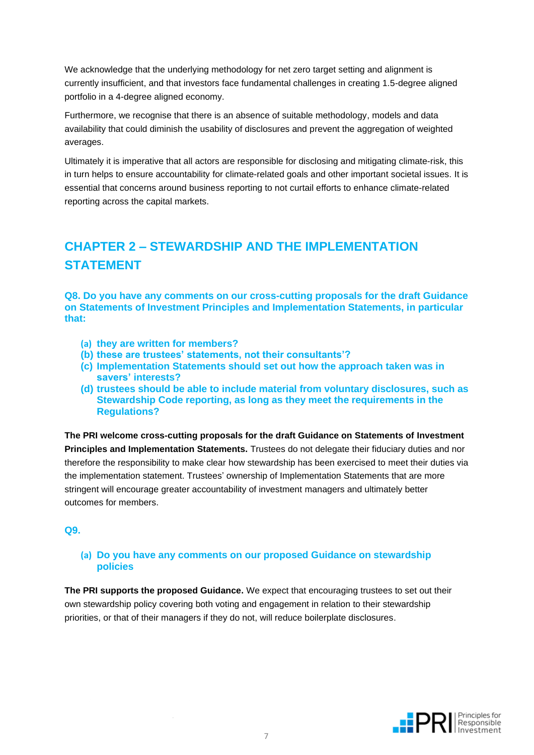We acknowledge that the underlying methodology for net zero target setting and alignment is currently insufficient, and that investors face fundamental challenges in creating 1.5-degree aligned portfolio in a 4-degree aligned economy.

Furthermore, we recognise that there is an absence of suitable methodology, models and data availability that could diminish the usability of disclosures and prevent the aggregation of weighted averages.

Ultimately it is imperative that all actors are responsible for disclosing and mitigating climate-risk, this in turn helps to ensure accountability for climate-related goals and other important societal issues. It is essential that concerns around business reporting to not curtail efforts to enhance climate-related reporting across the capital markets.

## CHAPTER 2 – STEWARDSHIP AND THE IMPLEMENTATION STATEMENT

### Q8. Do you have any comments on our cross-cutting proposals for the draft Guidance on Statements of Investment Principles and Implementation Statements, in particular that:

- **(a) they are written for members?**
- **(b) these are trustees' statements, not their consultants'?**
- **(c) Implementation Statements should set out how the approach taken was in savers' interests?**
- **(d) trustees should be able to include material from voluntary disclosures, such as Stewardship Code reporting, as long as they meet the requirements in the Regulations?**

**The PRI welcome cross-cutting proposals for the draft Guidance on Statements of Investment Principles and Implementation Statements.** Trustees do not delegate their fiduciary duties and nor therefore the responsibility to make clear how stewardship has been exercised to meet their duties via the implementation statement. Trustees' ownership of Implementation Statements that are more stringent will encourage greater accountability of investment managers and ultimately better outcomes for members.

### Q9.

#### (a) Do you have any comments on our proposed Guidance on stewardship policies

**The PRI supports the proposed Guidance.** We expect that encouraging trustees to set out their own stewardship policy covering both voting and engagement in relation to their stewardship priorities, or that of their managers if they do not, will reduce boilerplate disclosures.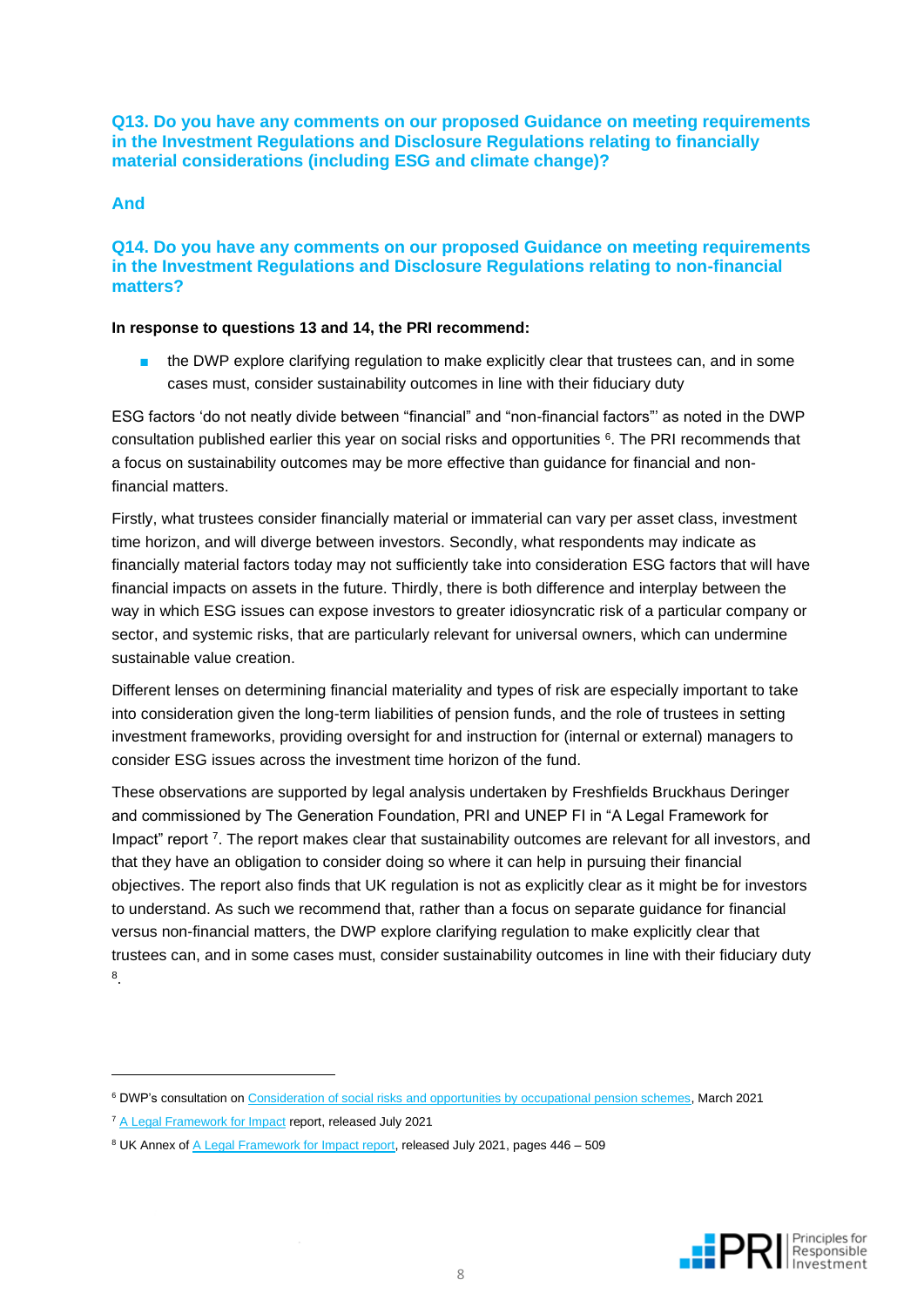### Q13. Do you have any comments on our proposed Guidance on meeting requirements in the Investment Regulations and Disclosure Regulations relating to financially material considerations (including ESG and climate change)?

### And

### Q14. Do you have any comments on our proposed Guidance on meeting requirements in the Investment Regulations and Disclosure Regulations relating to non-financial matters?

**In response to questions 13 and 14, the PRI recommend:**

- the DWP explore clarifying regulation to make explicitly clear that trustees can, and in some cases must, consider sustainability outcomes in line with their fiduciary duty

ESG factors 'do not neatly divide between "financial" and "non-financial factors"' as noted in the DWP consultation published earlier this year on social risks and opportunities [6]. The PRI recommends that a focus on sustainability outcomes may be more effective than guidance for financial and non-financial matters.

Firstly, what trustees consider financially material or immaterial can vary per asset class, investment time horizon, and will diverge between investors. Secondly, what respondents may indicate as financially material factors today may not sufficiently take into consideration ESG factors that will have financial impacts on assets in the future. Thirdly, there is both difference and interplay between the way in which ESG issues can expose investors to greater idiosyncratic risk of a particular company or sector, and systemic risks, that are particularly relevant for universal owners, which can undermine sustainable value creation.

Different lenses on determining financial materiality and types of risk are especially important to take into consideration given the long-term liabilities of pension funds, and the role of trustees in setting investment frameworks, providing oversight for and instruction for (internal or external) managers to consider ESG issues across the investment time horizon of the fund.

These observations are supported by legal analysis undertaken by Freshfields Bruckhaus Deringer and commissioned by The Generation Foundation, PRI and UNEP FI in "A Legal Framework for Impact" report [7]. The report makes clear that sustainability outcomes are relevant for all investors, and that they have an obligation to consider doing so where it can help in pursuing their financial objectives. The report also finds that UK regulation is not as explicitly clear as it might be for investors to understand. As such we recommend that, rather than a focus on separate guidance for financial versus non-financial matters, the DWP explore clarifying regulation to make explicitly clear that trustees can, and in some cases must, consider sustainability outcomes in line with their fiduciary duty [8].

---

[6] DWP's consultation on Consideration of social risks and opportunities by occupational pension schemes, March 2021

[7] A Legal Framework for Impact report, released July 2021

[8] UK Annex of A Legal Framework for Impact report, released July 2021, pages 446 – 509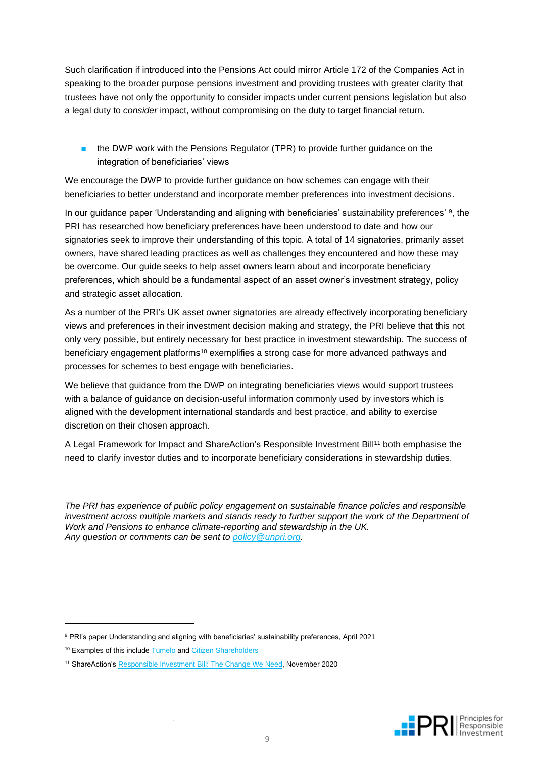Such clarification if introduced into the Pensions Act could mirror Article 172 of the Companies Act in speaking to the broader purpose pensions investment and providing trustees with greater clarity that trustees have not only the opportunity to consider impacts under current pensions legislation but also a legal duty to *consider* impact, without compromising on the duty to target financial return.

- the DWP work with the Pensions Regulator (TPR) to provide further guidance on the integration of beneficiaries' views

We encourage the DWP to provide further guidance on how schemes can engage with their beneficiaries to better understand and incorporate member preferences into investment decisions.

In our guidance paper 'Understanding and aligning with beneficiaries' sustainability preferences' [9], the PRI has researched how beneficiary preferences have been understood to date and how our signatories seek to improve their understanding of this topic. A total of 14 signatories, primarily asset owners, have shared leading practices as well as challenges they encountered and how these may be overcome. Our guide seeks to help asset owners learn about and incorporate beneficiary preferences, which should be a fundamental aspect of an asset owner's investment strategy, policy and strategic asset allocation.

As a number of the PRI's UK asset owner signatories are already effectively incorporating beneficiary views and preferences in their investment decision making and strategy, the PRI believe that this not only very possible, but entirely necessary for best practice in investment stewardship. The success of beneficiary engagement platforms[10] exemplifies a strong case for more advanced pathways and processes for schemes to best engage with beneficiaries.

We believe that guidance from the DWP on integrating beneficiaries views would support trustees with a balance of guidance on decision-useful information commonly used by investors which is aligned with the development international standards and best practice, and ability to exercise discretion on their chosen approach.

A Legal Framework for Impact and ShareAction's Responsible Investment Bill[11] both emphasise the need to clarify investor duties and to incorporate beneficiary considerations in stewardship duties.

*The PRI has experience of public policy engagement on sustainable finance policies and responsible investment across multiple markets and stands ready to further support the work of the Department of Work and Pensions to enhance climate-reporting and stewardship in the UK.*
*Any question or comments can be sent to policy@unpri.org.*

---

[9] PRI's paper Understanding and aligning with beneficiaries' sustainability preferences, April 2021

[10] Examples of this include Tumelo and Citizen Shareholders

[11] ShareAction's Responsible Investment Bill: The Change We Need, November 2020